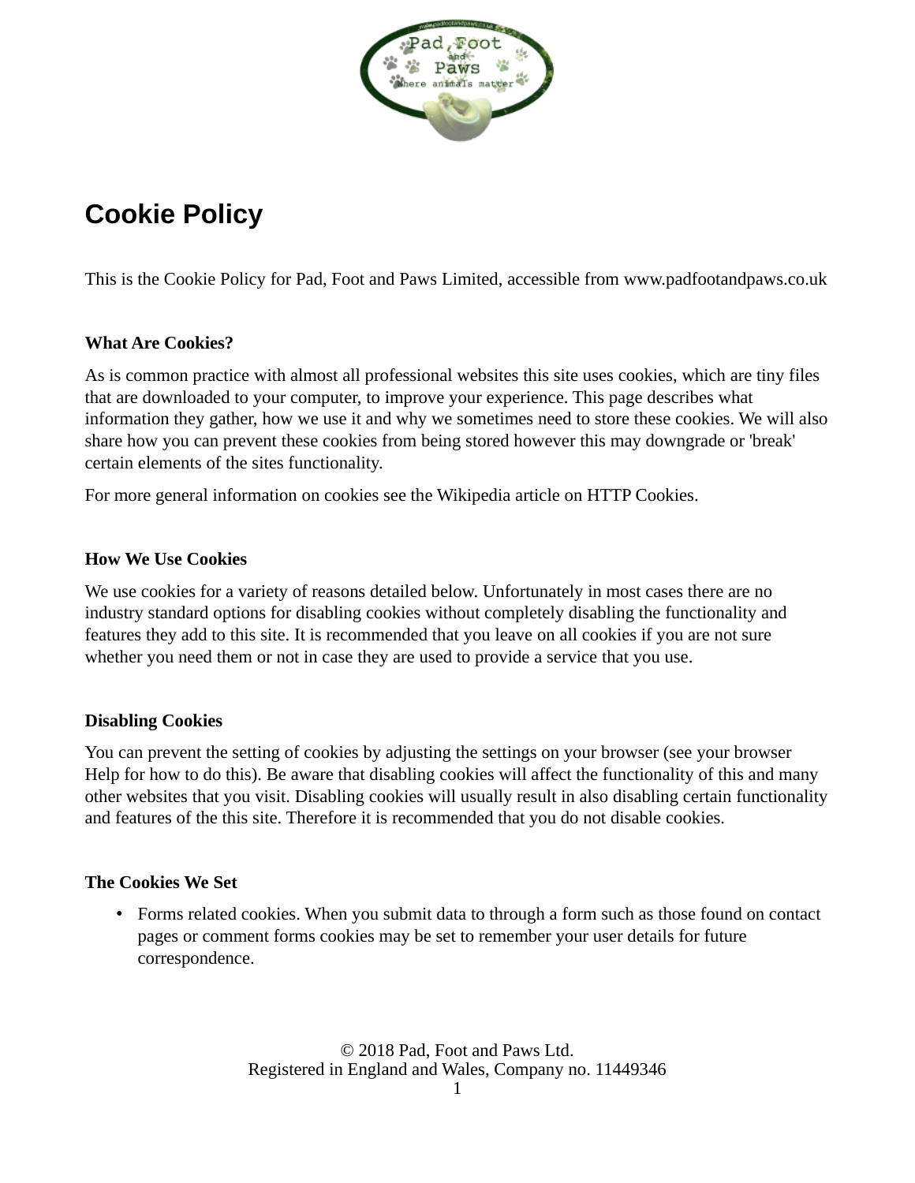# Cookie Policy

This is the Cookie Policy for Pad, Foot and Paws Limited, accessible from www.padfootandpaws.co.uk

**What Are Cookies?**

As is common practice with almost all professional websites this site uses cookies, which are tiny files that are downloaded to your computer, to improve your experience. This page describes what information they gather, how we use it and why we sometimes need to store these cookies. We will also share how you can prevent these cookies from being stored however this may downgrade or 'break' certain elements of the sites functionality.

For more general information on cookies see the Wikipedia article on HTTP Cookies.

**How We Use Cookies**

We use cookies for a variety of reasons detailed below. Unfortunately in most cases there are no industry standard options for disabling cookies without completely disabling the functionality and features they add to this site. It is recommended that you leave on all cookies if you are not sure whether you need them or not in case they are used to provide a service that you use.

**Disabling Cookies**

You can prevent the setting of cookies by adjusting the settings on your browser (see your browser Help for how to do this). Be aware that disabling cookies will affect the functionality of this and many other websites that you visit. Disabling cookies will usually result in also disabling certain functionality and features of the this site. Therefore it is recommended that you do not disable cookies.

**The Cookies We Set**

- Forms related cookies. When you submit data to through a form such as those found on contact pages or comment forms cookies may be set to remember your user details for future correspondence.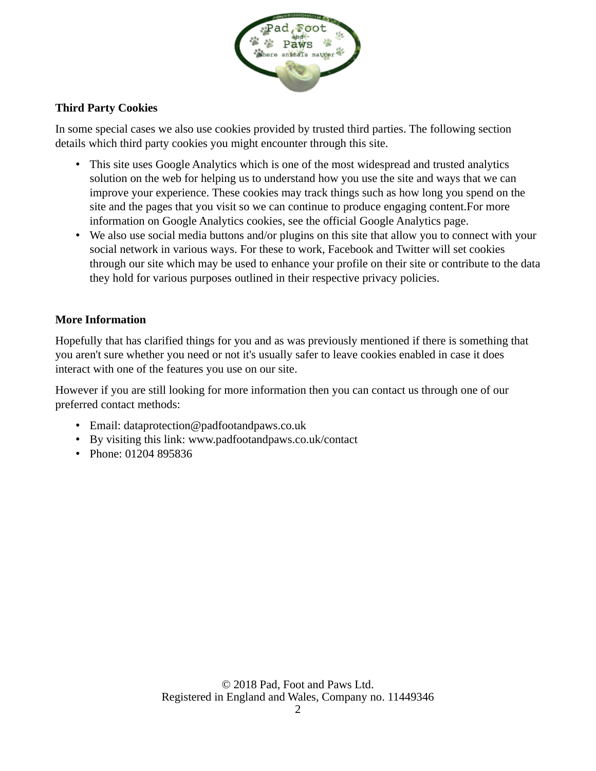**Third Party Cookies**

In some special cases we also use cookies provided by trusted third parties. The following section details which third party cookies you might encounter through this site.

- This site uses Google Analytics which is one of the most widespread and trusted analytics solution on the web for helping us to understand how you use the site and ways that we can improve your experience. These cookies may track things such as how long you spend on the site and the pages that you visit so we can continue to produce engaging content.For more information on Google Analytics cookies, see the official Google Analytics page.
- We also use social media buttons and/or plugins on this site that allow you to connect with your social network in various ways. For these to work, Facebook and Twitter will set cookies through our site which may be used to enhance your profile on their site or contribute to the data they hold for various purposes outlined in their respective privacy policies.

**More Information**

Hopefully that has clarified things for you and as was previously mentioned if there is something that you aren't sure whether you need or not it's usually safer to leave cookies enabled in case it does interact with one of the features you use on our site.

However if you are still looking for more information then you can contact us through one of our preferred contact methods:

- Email: dataprotection@padfootandpaws.co.uk
- By visiting this link: www.padfootandpaws.co.uk/contact
- Phone: 01204 895836

© 2018 Pad, Foot and Paws Ltd.
Registered in England and Wales, Company no. 11449346